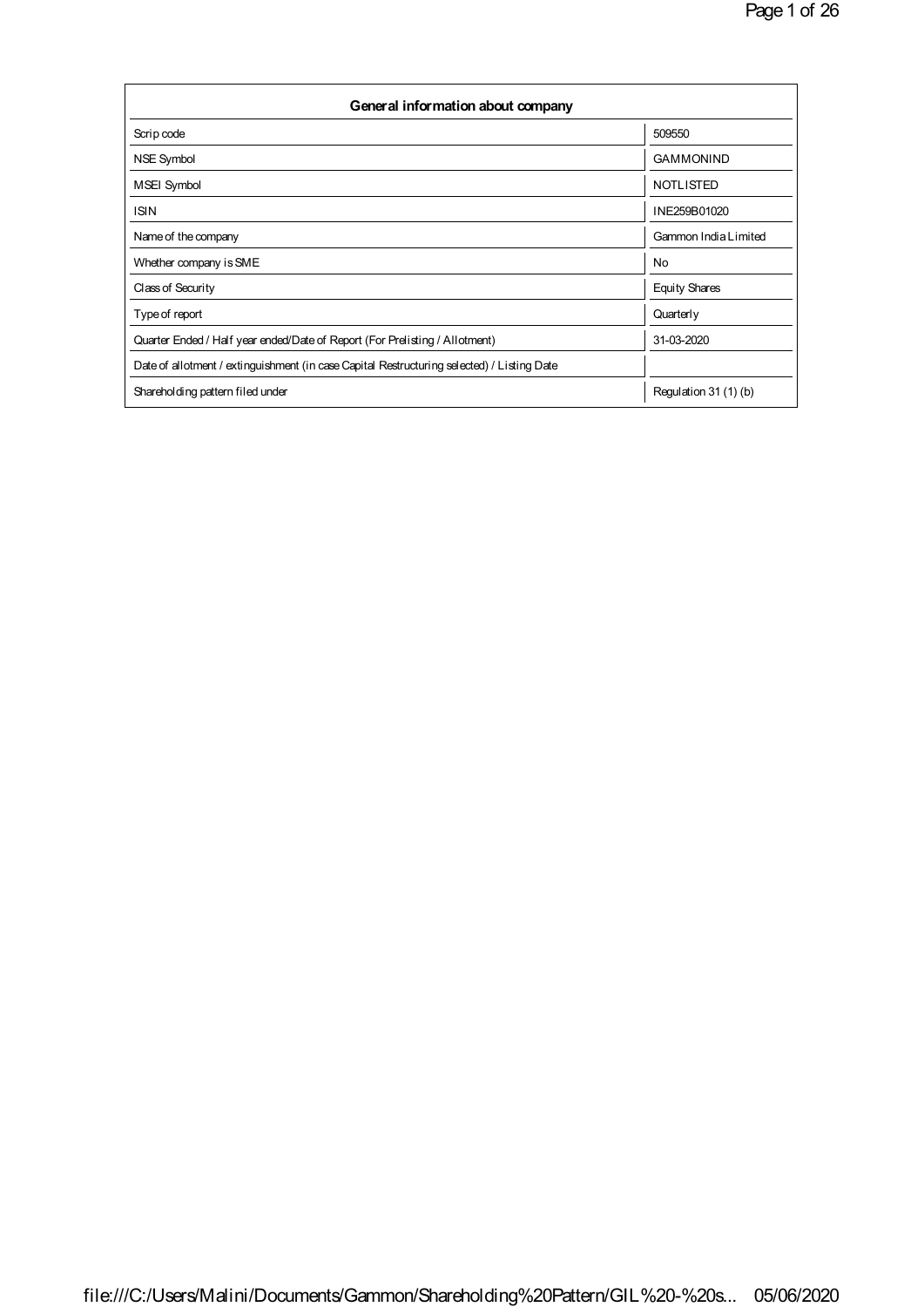| General information about company | |
|---|---|
| Scrip code | 509550 |
| NSE Symbol | GAMMONIND |
| MSEI Symbol | NOTLISTED |
| ISIN | INE259B01020 |
| Name of the company | Gammon India Limited |
| Whether company is SME | No |
| Class of Security | Equity Shares |
| Type of report | Quarterly |
| Quarter Ended / Half year ended/Date of Report (For Prelisting / Allotment) | 31-03-2020 |
| Date of allotment / extinguishment (in case Capital Restructuring selected) / Listing Date | |
| Shareholding pattern filed under | Regulation 31 (1) (b) |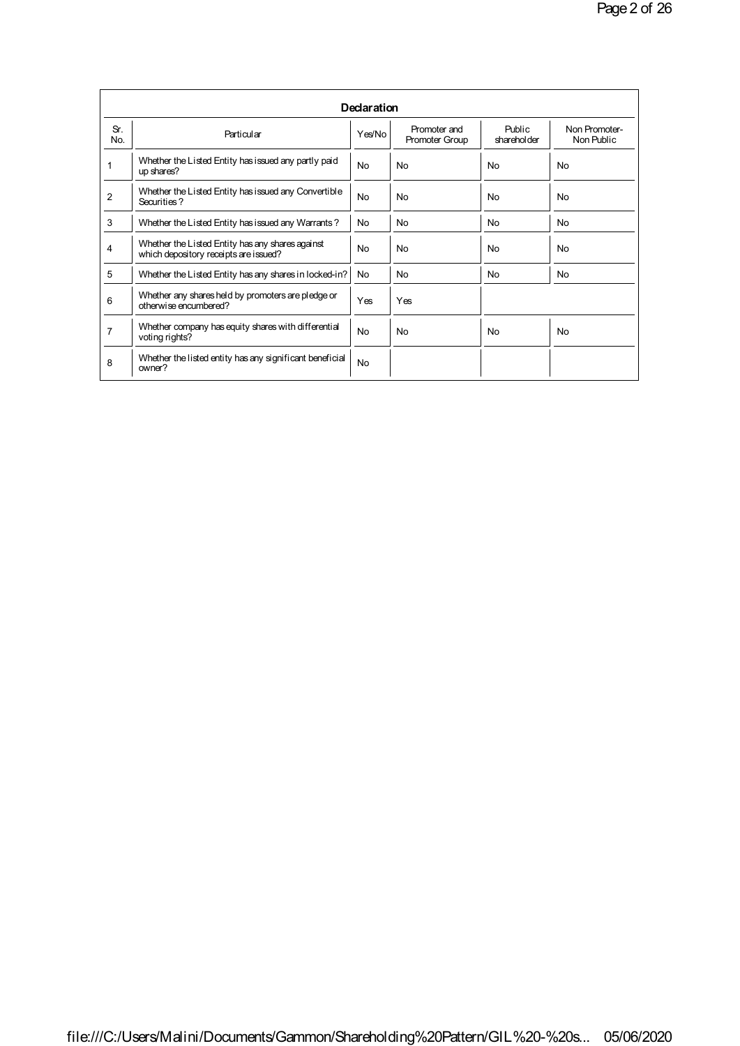| Declaration | | | | | |
|---|---|---|---|---|---|
| Sr. No. | Particular | Yes/No | Promoter and Promoter Group | Public shareholder | Non Promoter- Non Public |
| 1 | Whether the Listed Entity has issued any partly paid up shares? | No | No | No | No |
| 2 | Whether the Listed Entity has issued any Convertible Securities ? | No | No | No | No |
| 3 | Whether the Listed Entity has issued any Warrants ? | No | No | No | No |
| 4 | Whether the Listed Entity has any shares against which depository receipts are issued? | No | No | No | No |
| 5 | Whether the Listed Entity has any shares in locked-in? | No | No | No | No |
| 6 | Whether any shares held by promoters are pledge or otherwise encumbered? | Yes | Yes | | |
| 7 | Whether company has equity shares with differential voting rights? | No | No | No | No |
| 8 | Whether the listed entity has any significant beneficial owner? | No | | | |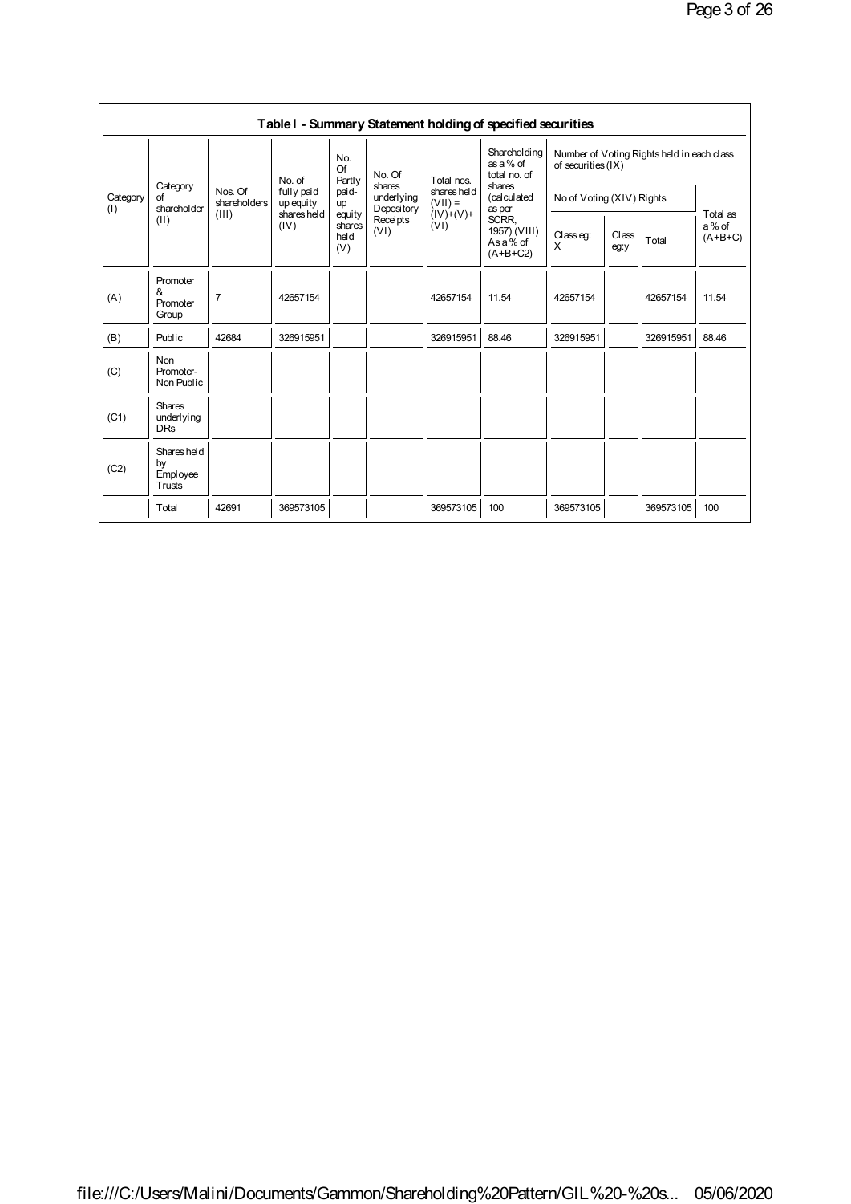## Table I - Summary Statement holding of specified securities

| Category (I) | Category of shareholder (II) | Nos. Of shareholders (III) | No. of fully paid up equity shares held (IV) | No. Of Partly paid-up equity shares held (V) | No. Of shares underlying Depository Receipts (VI) | Total nos. shares held (VII) = (IV)+(V)+ (VI) | Shareholding as a % of total no. of shares (calculated as per SCRR, 1957) (VIII) As a % of (A+B+C2) | Number of Voting Rights held in each class of securities (IX) | | | |
|---|---|---|---|---|---|---|---|---|---|---|---|
| | | | | | | | | No of Voting (XIV) Rights | | | Total as a % of (A+B+C) |
| | | | | | | | | Class eg: X | Class eg:y | Total | |
| (A) | Promoter & Promoter Group | 7 | 42657154 | | | 42657154 | 11.54 | 42657154 | | 42657154 | 11.54 |
| (B) | Public | 42684 | 326915951 | | | 326915951 | 88.46 | 326915951 | | 326915951 | 88.46 |
| (C) | Non Promoter- Non Public | | | | | | | | | | |
| (C1) | Shares underlying DRs | | | | | | | | | | |
| (C2) | Shares held by Employee Trusts | | | | | | | | | | |
| | Total | 42691 | 369573105 | | | 369573105 | 100 | 369573105 | | 369573105 | 100 |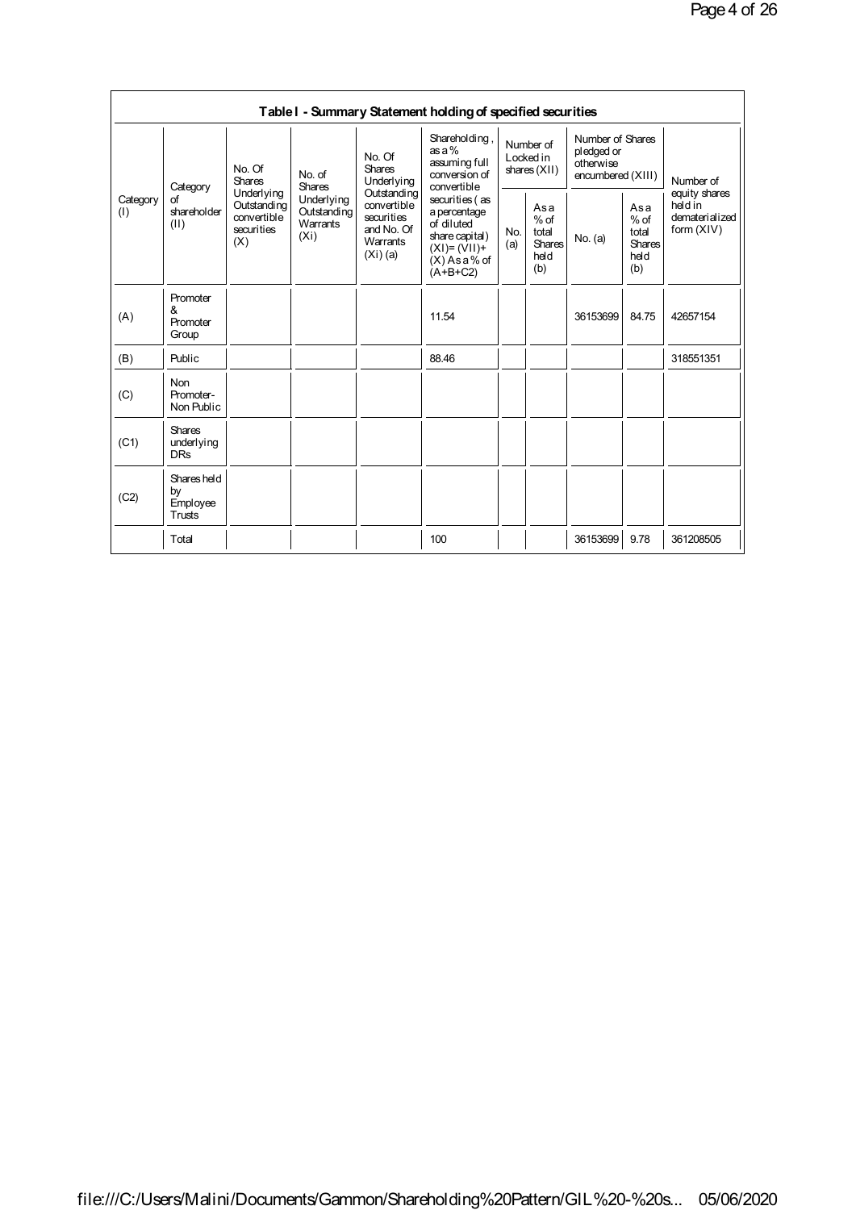**Table I - Summary Statement holding of specified securities**

| Category (I) | Category of shareholder (II) | No. Of Shares Underlying Outstanding convertible securities (X) | No. of Shares Underlying Outstanding Warrants (Xi) | No. Of Shares Underlying Outstanding convertible securities and No. Of Warrants (Xi) (a) | Shareholding , as a % assuming full conversion of convertible securities ( as a percentage of diluted share capital) (XI)= (VII)+(X) As a % of (A+B+C2) | Number of Locked in shares (XII) | | Number of Shares pledged or otherwise encumbered (XIII) | | Number of equity shares held in dematerialized form (XIV) |
|---|---|---|---|---|---|---|---|---|---|---|
| | | | | | | No. (a) | As a % of total Shares held (b) | No. (a) | As a % of total Shares held (b) | |
| (A) | Promoter & Promoter Group | | | | 11.54 | | | 36153699 | 84.75 | 42657154 |
| (B) | Public | | | | 88.46 | | | | | 318551351 |
| (C) | Non Promoter- Non Public | | | | | | | | | |
| (C1) | Shares underlying DRs | | | | | | | | | |
| (C2) | Shares held by Employee Trusts | | | | | | | | | |
| | Total | | | | 100 | | | 36153699 | 9.78 | 361208505 |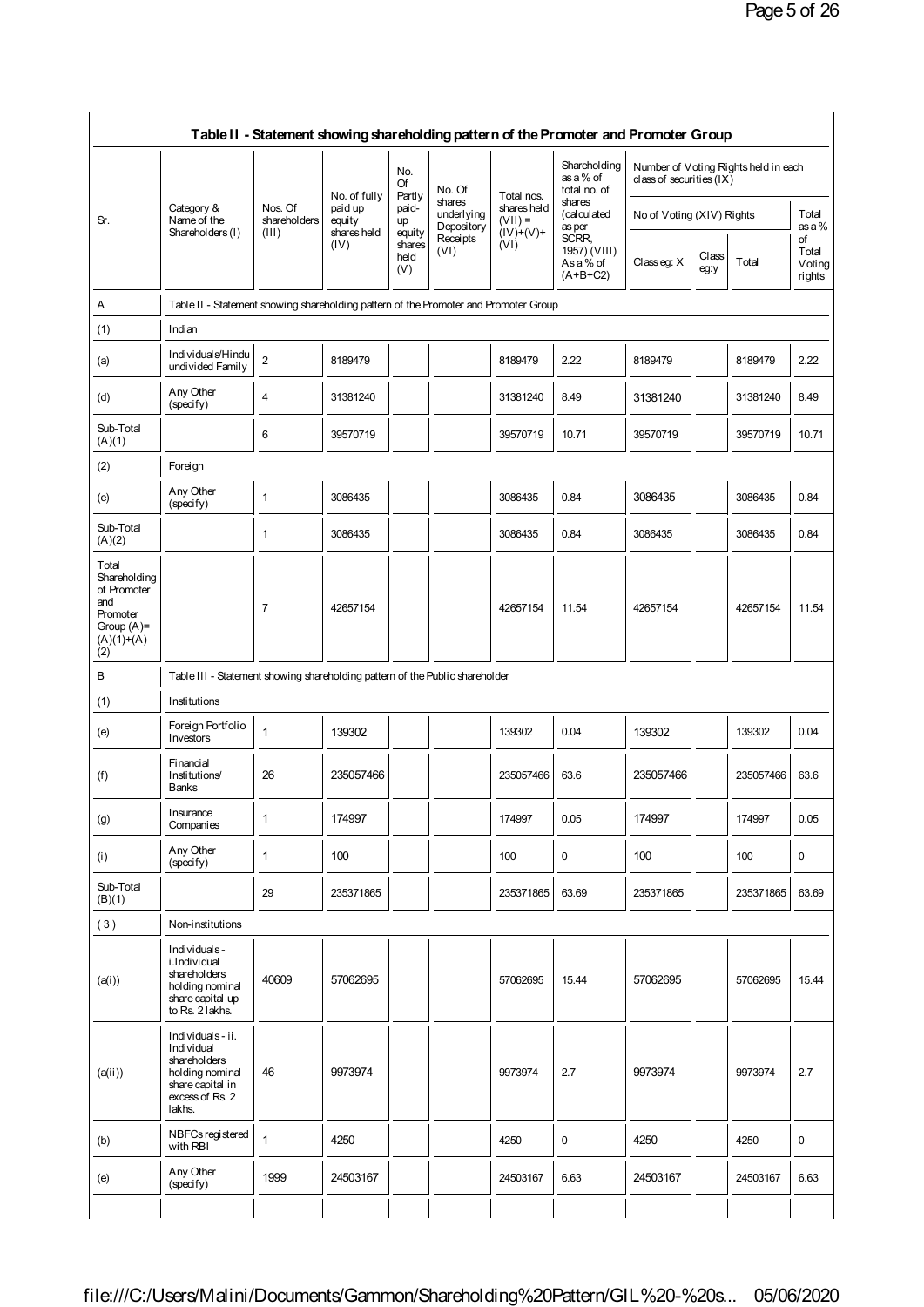| Table II - Statement showing shareholding pattern of the Promoter and Promoter Group | | | | | | | | | | | | |
|---|---|---|---|---|---|---|---|---|---|---|---|---|
| Sr. | Category & Name of the Shareholders (I) | Nos. Of shareholders (III) | No. of fully paid up equity shares held (IV) | No. Of Partly paid-up equity shares held (V) | No. Of shares underlying Depository Receipts (VI) | Total nos. shares held (VII) = (IV)+(V)+ (VI) | Shareholding as a % of total no. of shares (calculated as per SCRR, 1957) (VIII) As a % of (A+B+C2) | Number of Voting Rights held in each class of securities (IX) | | | |
| | | | | | | | | No of Voting (XIV) Rights | | | Total as a % of Total Voting rights |
| | | | | | | | | Class eg: X | Class eg:y | Total | |
| A | Table II - Statement showing shareholding pattern of the Promoter and Promoter Group | | | | | | | | | | |
| (1) | Indian | | | | | | | | | | |
| (a) | Individuals/Hindu undivided Family | 2 | 8189479 | | | 8189479 | 2.22 | 8189479 | | 8189479 | 2.22 |
| (d) | Any Other (specify) | 4 | 31381240 | | | 31381240 | 8.49 | 31381240 | | 31381240 | 8.49 |
| Sub-Total (A)(1) | | 6 | 39570719 | | | 39570719 | 10.71 | 39570719 | | 39570719 | 10.71 |
| (2) | Foreign | | | | | | | | | | |
| (e) | Any Other (specify) | 1 | 3086435 | | | 3086435 | 0.84 | 3086435 | | 3086435 | 0.84 |
| Sub-Total (A)(2) | | 1 | 3086435 | | | 3086435 | 0.84 | 3086435 | | 3086435 | 0.84 |
| Total Shareholding of Promoter and Promoter Group (A)= (A)(1)+(A)(2) | | 7 | 42657154 | | | 42657154 | 11.54 | 42657154 | | 42657154 | 11.54 |
| B | Table III - Statement showing shareholding pattern of the Public shareholder | | | | | | | | | | |
| (1) | Institutions | | | | | | | | | | |
| (e) | Foreign Portfolio Investors | 1 | 139302 | | | 139302 | 0.04 | 139302 | | 139302 | 0.04 |
| (f) | Financial Institutions/ Banks | 26 | 235057466 | | | 235057466 | 63.6 | 235057466 | | 235057466 | 63.6 |
| (g) | Insurance Companies | 1 | 174997 | | | 174997 | 0.05 | 174997 | | 174997 | 0.05 |
| (i) | Any Other (specify) | 1 | 100 | | | 100 | 0 | 100 | | 100 | 0 |
| Sub-Total (B)(1) | | 29 | 235371865 | | | 235371865 | 63.69 | 235371865 | | 235371865 | 63.69 |
| (3) | Non-institutions | | | | | | | | | | |
| (a(i)) | Individuals - i.Individual shareholders holding nominal share capital up to Rs. 2 lakhs. | 40609 | 57062695 | | | 57062695 | 15.44 | 57062695 | | 57062695 | 15.44 |
| (a(ii)) | Individuals - ii. Individual shareholders holding nominal share capital in excess of Rs. 2 lakhs. | 46 | 9973974 | | | 9973974 | 2.7 | 9973974 | | 9973974 | 2.7 |
| (b) | NBFCs registered with RBI | 1 | 4250 | | | 4250 | 0 | 4250 | | 4250 | 0 |
| (e) | Any Other (specify) | 1999 | 24503167 | | | 24503167 | 6.63 | 24503167 | | 24503167 | 6.63 |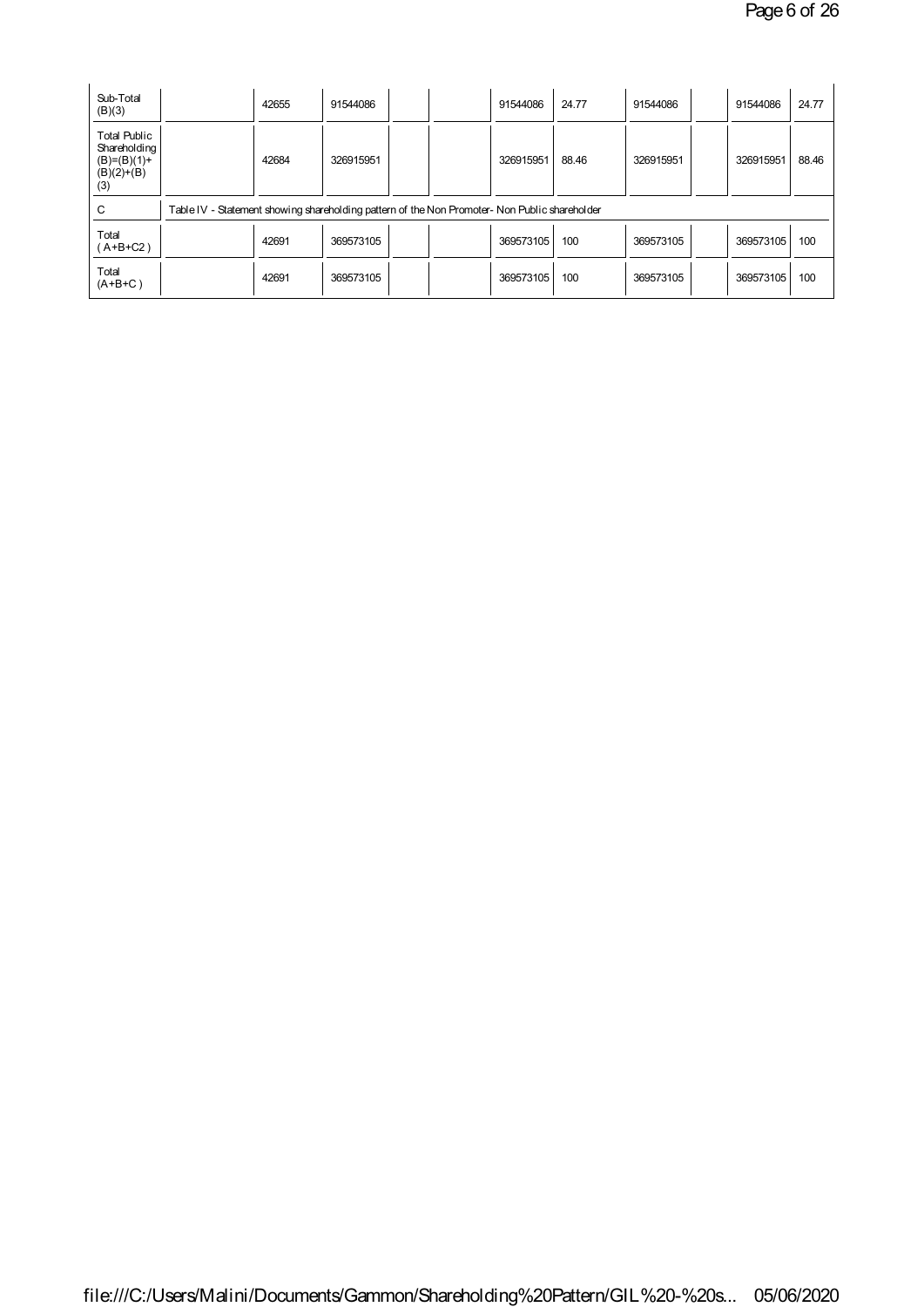| Sub-Total (B)(3) | | 42655 | 91544086 | | | 91544086 | 24.77 | 91544086 | | 91544086 | 24.77 |
|---|---|---|---|---|---|---|---|---|---|---|---|
| Total Public Shareholding (B)=(B)(1)+(B)(2)+(B)(3) | | 42684 | 326915951 | | | 326915951 | 88.46 | 326915951 | | 326915951 | 88.46 |
| C | Table IV - Statement showing shareholding pattern of the Non Promoter- Non Public shareholder | | | | | | | | | | |
| Total ( A+B+C2 ) | | 42691 | 369573105 | | | 369573105 | 100 | 369573105 | | 369573105 | 100 |
| Total (A+B+C ) | | 42691 | 369573105 | | | 369573105 | 100 | 369573105 | | 369573105 | 100 |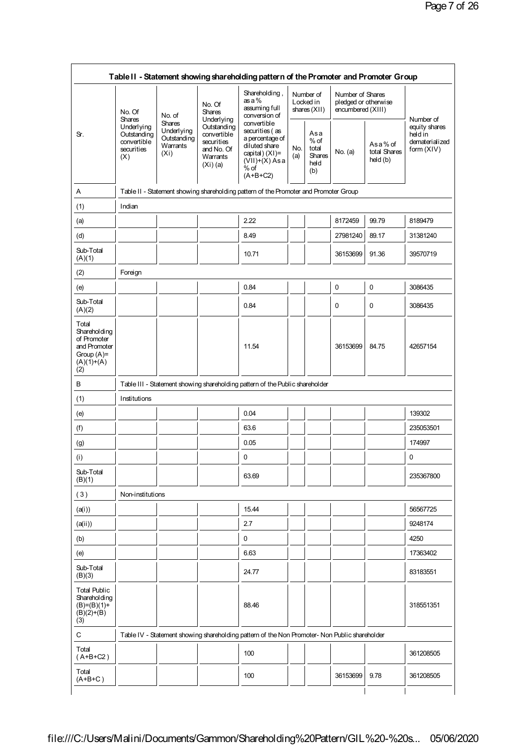**Table II - Statement showing shareholding pattern of the Promoter and Promoter Group**

| Sr. | No. Of Shares Underlying Outstanding convertible securities (X) | No. of Shares Underlying Outstanding Warrants (Xi) | No. Of Shares Underlying Outstanding convertible securities and No. Of Warrants (Xi) (a) | Shareholding , as a % assuming full conversion of convertible securities ( as a percentage of diluted share capital) (XI)= (VII)+(X) As a % of (A+B+C2) | Number of Locked in shares (XII) | | Number of Shares pledged or otherwise encumbered (XIII) | | Number of equity shares held in dematerialized form (XIV) |
|---|---|---|---|---|---|---|---|---|---|
| | | | | | No. (a) | As a % of total Shares held (b) | No. (a) | As a % of total Shares held (b) | |
| A | Table II - Statement showing shareholding pattern of the Promoter and Promoter Group | | | | | | | | |
| (1) | Indian | | | | | | | | |
| (a) | | | | 2.22 | | | 8172459 | 99.79 | 8189479 |
| (d) | | | | 8.49 | | | 27981240 | 89.17 | 31381240 |
| Sub-Total (A)(1) | | | | 10.71 | | | 36153699 | 91.36 | 39570719 |
| (2) | Foreign | | | | | | | | |
| (e) | | | | 0.84 | | | 0 | 0 | 3086435 |
| Sub-Total (A)(2) | | | | 0.84 | | | 0 | 0 | 3086435 |
| Total Shareholding of Promoter and Promoter Group (A)=(A)(1)+(A)(2) | | | | 11.54 | | | 36153699 | 84.75 | 42657154 |
| B | Table III - Statement showing shareholding pattern of the Public shareholder | | | | | | | | |
| (1) | Institutions | | | | | | | | |
| (e) | | | | 0.04 | | | | | 139302 |
| (f) | | | | 63.6 | | | | | 235053501 |
| (g) | | | | 0.05 | | | | | 174997 |
| (i) | | | | 0 | | | | | 0 |
| Sub-Total (B)(1) | | | | 63.69 | | | | | 235367800 |
| (3) | Non-institutions | | | | | | | | |
| (a(i)) | | | | 15.44 | | | | | 56567725 |
| (a(ii)) | | | | 2.7 | | | | | 9248174 |
| (b) | | | | 0 | | | | | 4250 |
| (e) | | | | 6.63 | | | | | 17363402 |
| Sub-Total (B)(3) | | | | 24.77 | | | | | 83183551 |
| Total Public Shareholding (B)=(B)(1)+(B)(2)+(B)(3) | | | | 88.46 | | | | | 318551351 |
| C | Table IV - Statement showing shareholding pattern of the Non Promoter- Non Public shareholder | | | | | | | | |
| Total ( A+B+C2 ) | | | | 100 | | | | | 361208505 |
| Total (A+B+C ) | | | | 100 | | | 36153699 | 9.78 | 361208505 |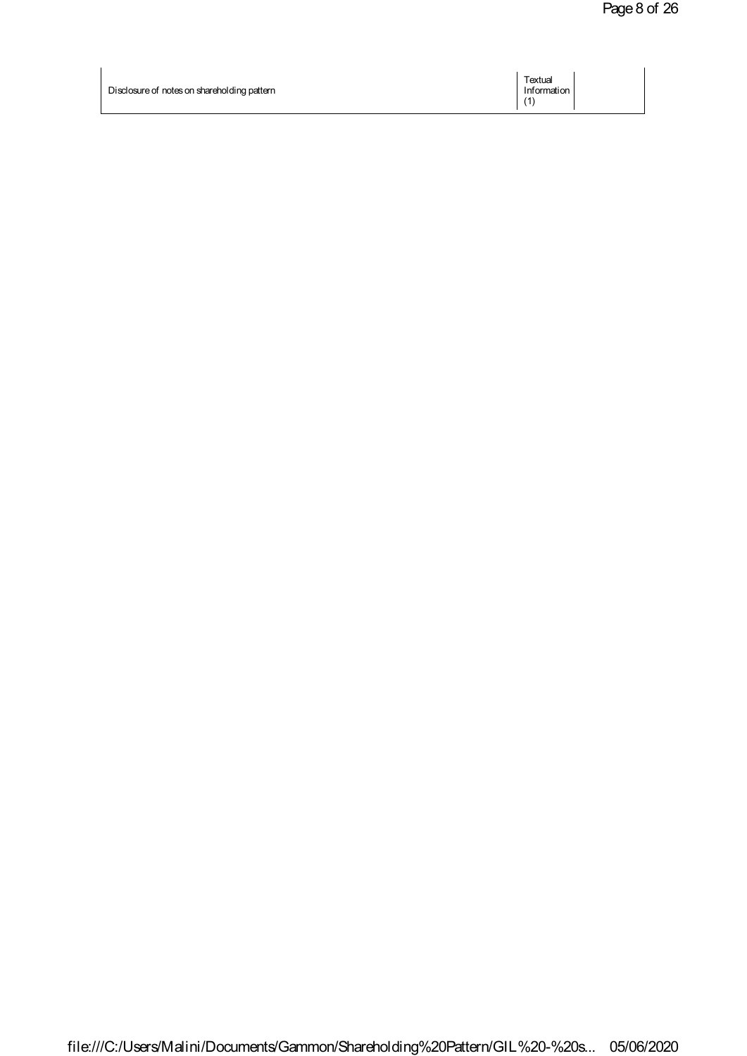| Disclosure of notes on shareholding pattern | Textual Information (1) |
| --- | --- |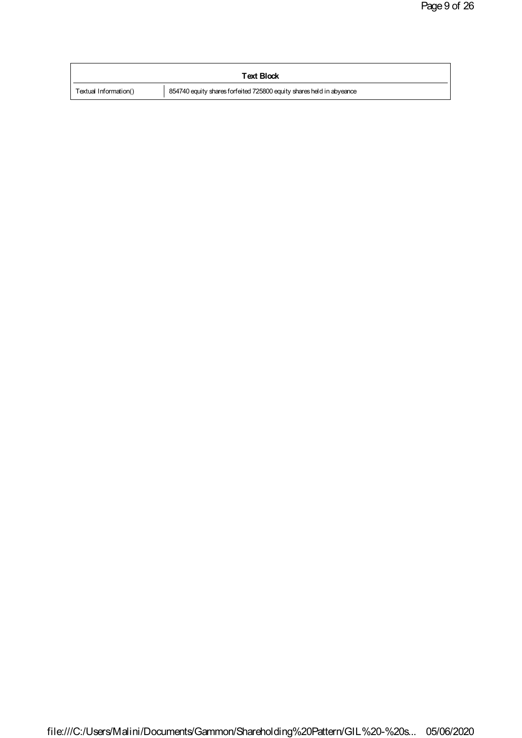| Text Block | |
| --- | --- |
| Textual Information() | 854740 equity shares forfeited 725800 equity shares held in abyeance |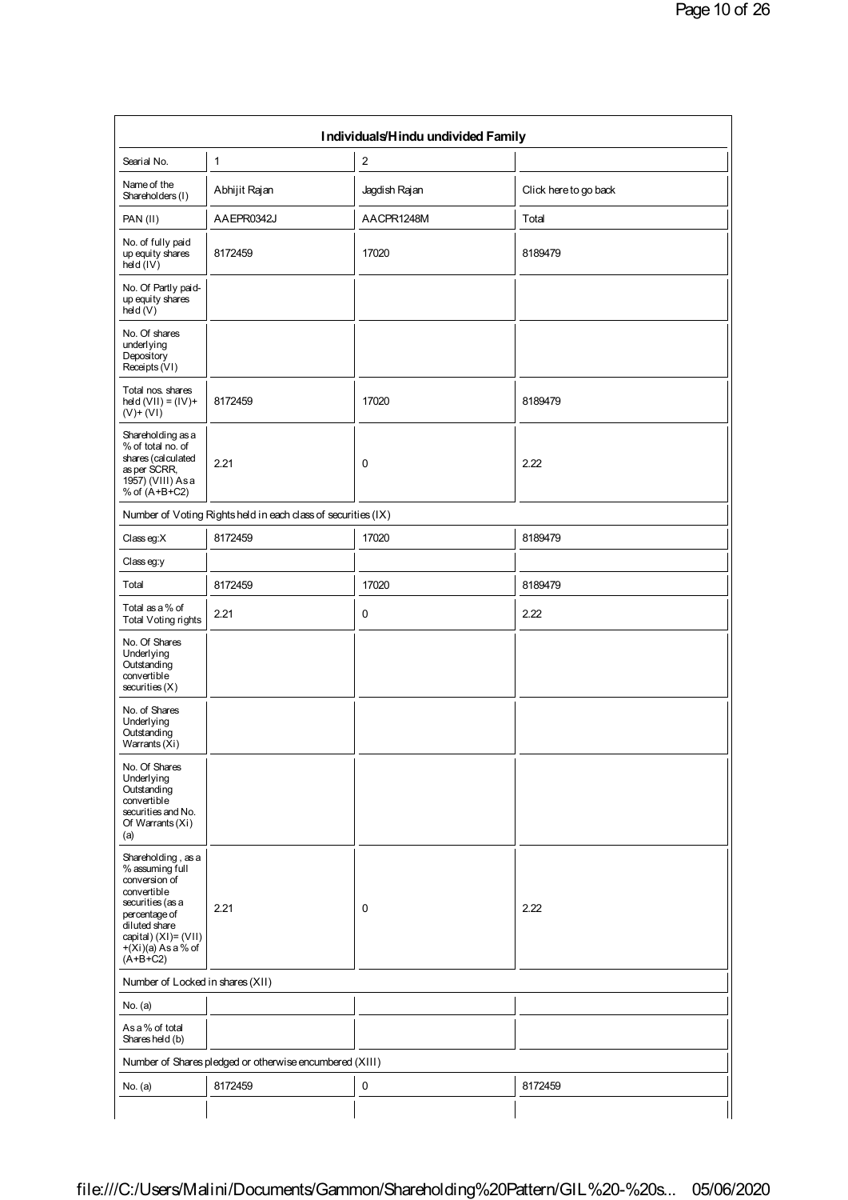| Individuals/Hindu undivided Family | | | |
|---|---|---|---|
| Searial No. | 1 | 2 | |
| Name of the Shareholders (I) | Abhijit Rajan | Jagdish Rajan | Click here to go back |
| PAN (II) | AAEPR0342J | AACPR1248M | Total |
| No. of fully paid up equity shares held (IV) | 8172459 | 17020 | 8189479 |
| No. Of Partly paid-up equity shares held (V) | | | |
| No. Of shares underlying Depository Receipts (VI) | | | |
| Total nos. shares held (VII) = (IV)+ (V)+ (VI) | 8172459 | 17020 | 8189479 |
| Shareholding as a % of total no. of shares (calculated as per SCRR, 1957) (VIII) As a % of (A+B+C2) | 2.21 | 0 | 2.22 |
| Number of Voting Rights held in each class of securities (IX) | | | |
| Class eg:X | 8172459 | 17020 | 8189479 |
| Class eg:y | | | |
| Total | 8172459 | 17020 | 8189479 |
| Total as a % of Total Voting rights | 2.21 | 0 | 2.22 |
| No. Of Shares Underlying Outstanding convertible securities (X) | | | |
| No. of Shares Underlying Outstanding Warrants (Xi) | | | |
| No. Of Shares Underlying Outstanding convertible securities and No. Of Warrants (Xi) (a) | | | |
| Shareholding , as a % assuming full conversion of convertible securities (as a percentage of diluted share capital) (XI)= (VII)+(Xi)(a) As a % of (A+B+C2) | 2.21 | 0 | 2.22 |
| Number of Locked in shares (XII) | | | |
| No. (a) | | | |
| As a % of total Shares held (b) | | | |
| Number of Shares pledged or otherwise encumbered (XIII) | | | |
| No. (a) | 8172459 | 0 | 8172459 |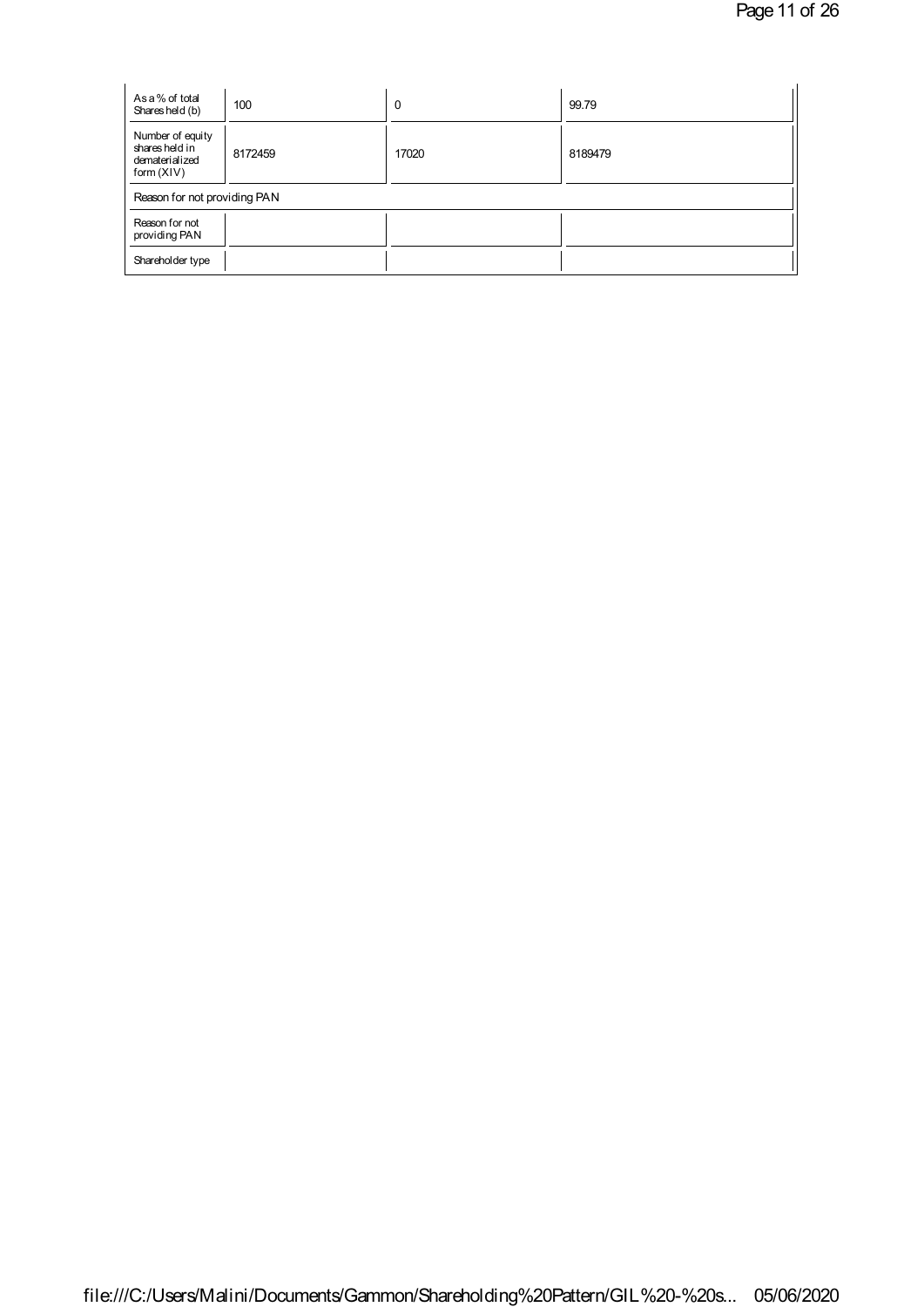| As a % of total Shares held (b) | 100 | 0 | 99.79 |
|---|---|---|---|
| Number of equity shares held in dematerialized form (XIV) | 8172459 | 17020 | 8189479 |
| Reason for not providing PAN | | | |
| Reason for not providing PAN | | | |
| Shareholder type | | | |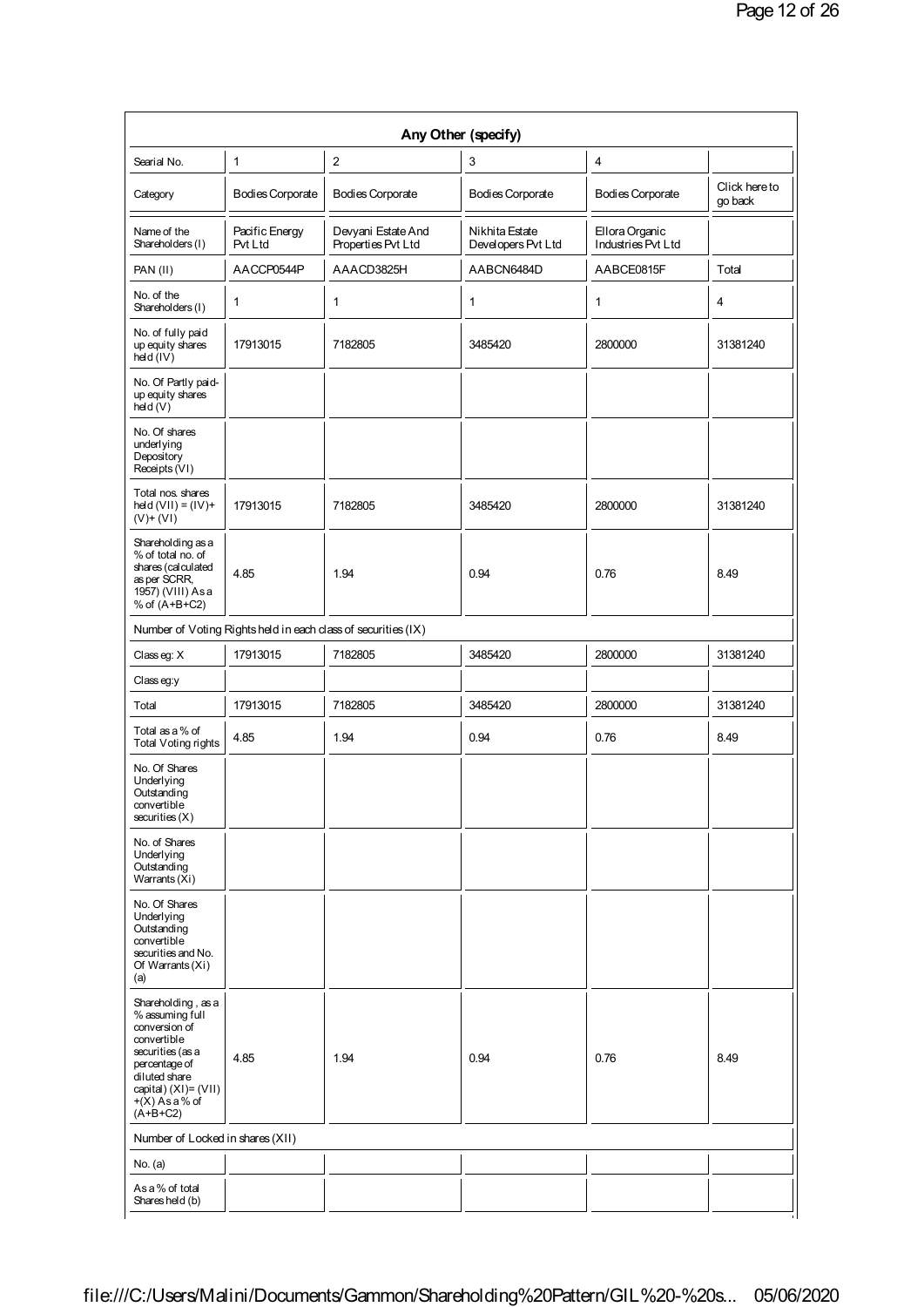| Any Other (specify) | | | | | |
|---|---|---|---|---|---|
| Searial No. | 1 | 2 | 3 | 4 | |
| Category | Bodies Corporate | Bodies Corporate | Bodies Corporate | Bodies Corporate | Click here to go back |
| Name of the Shareholders (I) | Pacific Energy Pvt Ltd | Devyani Estate And Properties Pvt Ltd | Nikhita Estate Developers Pvt Ltd | Ellora Organic Industries Pvt Ltd | |
| PAN (II) | AACCP0544P | AAACD3825H | AABCN6484D | AABCE0815F | Total |
| No. of the Shareholders (I) | 1 | 1 | 1 | 1 | 4 |
| No. of fully paid up equity shares held (IV) | 17913015 | 7182805 | 3485420 | 2800000 | 31381240 |
| No. Of Partly paid-up equity shares held (V) | | | | | |
| No. Of shares underlying Depository Receipts (VI) | | | | | |
| Total nos. shares held (VII) = (IV)+ (V)+ (VI) | 17913015 | 7182805 | 3485420 | 2800000 | 31381240 |
| Shareholding as a % of total no. of shares (calculated as per SCRR, 1957) (VIII) As a % of (A+B+C2) | 4.85 | 1.94 | 0.94 | 0.76 | 8.49 |
| Number of Voting Rights held in each class of securities (IX) | | | | | |
| Class eg: X | 17913015 | 7182805 | 3485420 | 2800000 | 31381240 |
| Class eg:y | | | | | |
| Total | 17913015 | 7182805 | 3485420 | 2800000 | 31381240 |
| Total as a % of Total Voting rights | 4.85 | 1.94 | 0.94 | 0.76 | 8.49 |
| No. Of Shares Underlying Outstanding convertible securities (X) | | | | | |
| No. of Shares Underlying Outstanding Warrants (Xi) | | | | | |
| No. Of Shares Underlying Outstanding convertible securities and No. Of Warrants (Xi) (a) | | | | | |
| Shareholding , as a % assuming full conversion of convertible securities (as a percentage of diluted share capital) (XI)= (VII) +(X) As a % of (A+B+C2) | 4.85 | 1.94 | 0.94 | 0.76 | 8.49 |
| Number of Locked in shares (XII) | | | | | |
| No. (a) | | | | | |
| As a % of total Shares held (b) | | | | | |

file:///C:/Users/Malini/Documents/Gammon/Shareholding%20Pattern/GIL%20-%20s... 05/06/2020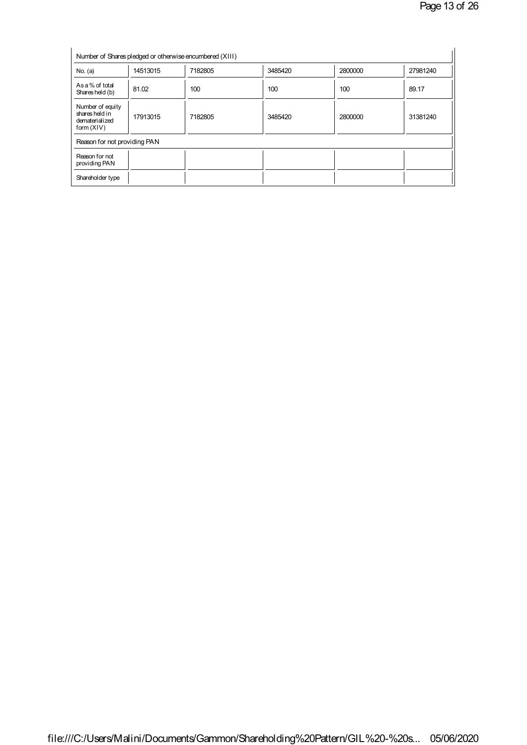| Number of Shares pledged or otherwise encumbered (XIII) | | | | | |
|---|---|---|---|---|---|
| No. (a) | 14513015 | 7182805 | 3485420 | 2800000 | 27981240 |
| As a % of total Shares held (b) | 81.02 | 100 | 100 | 100 | 89.17 |
| Number of equity shares held in dematerialized form (XIV) | 17913015 | 7182805 | 3485420 | 2800000 | 31381240 |
| Reason for not providing PAN | | | | | |
| Reason for not providing PAN | | | | | |
| Shareholder type | | | | | |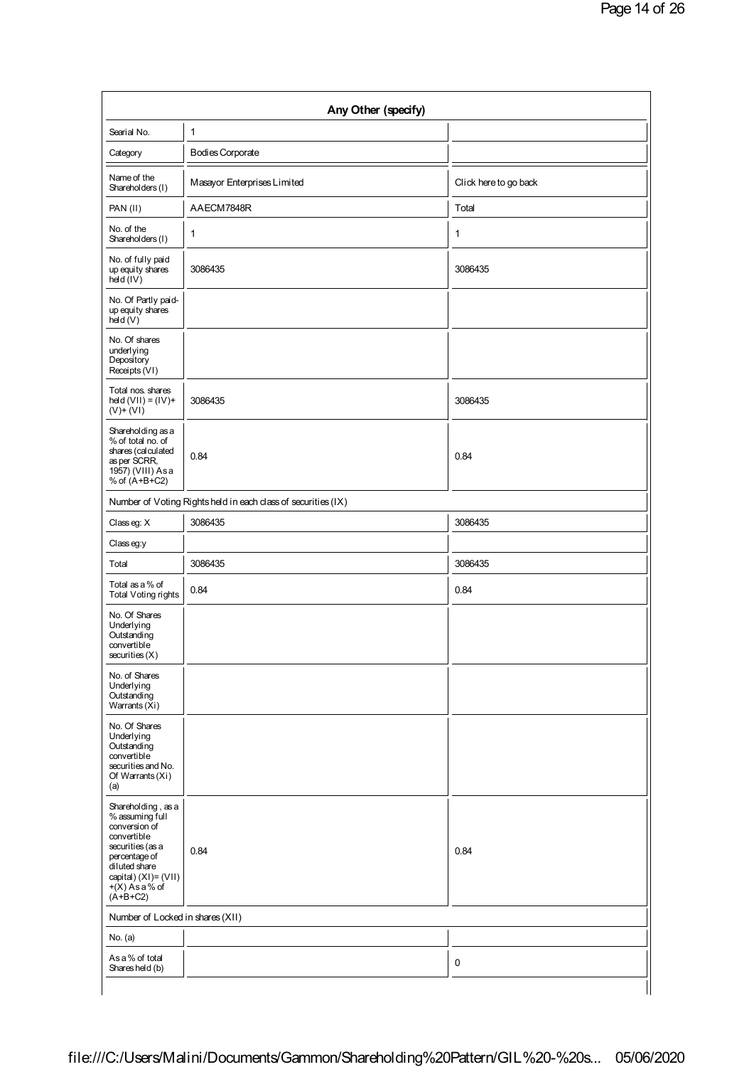| Any Other (specify) | | |
|---|---|---|
| Searial No. | 1 | |
| Category | Bodies Corporate | |
| Name of the Shareholders (I) | Masayor Enterprises Limited | Click here to go back |
| PAN (II) | AAECM7848R | Total |
| No. of the Shareholders (I) | 1 | 1 |
| No. of fully paid up equity shares held (IV) | 3086435 | 3086435 |
| No. Of Partly paid-up equity shares held (V) | | |
| No. Of shares underlying Depository Receipts (VI) | | |
| Total nos. shares held (VII) = (IV)+ (V)+ (VI) | 3086435 | 3086435 |
| Shareholding as a % of total no. of shares (calculated as per SCRR, 1957) (VIII) As a % of (A+B+C2) | 0.84 | 0.84 |
| Number of Voting Rights held in each class of securities (IX) | | |
| Class eg: X | 3086435 | 3086435 |
| Class eg:y | | |
| Total | 3086435 | 3086435 |
| Total as a % of Total Voting rights | 0.84 | 0.84 |
| No. Of Shares Underlying Outstanding convertible securities (X) | | |
| No. of Shares Underlying Outstanding Warrants (Xi) | | |
| No. Of Shares Underlying Outstanding convertible securities and No. Of Warrants (Xi) (a) | | |
| Shareholding , as a % assuming full conversion of convertible securities (as a percentage of diluted share capital) (XI)= (VII) +(X) As a % of (A+B+C2) | 0.84 | 0.84 |
| Number of Locked in shares (XII) | | |
| No. (a) | | |
| As a % of total Shares held (b) | | 0 |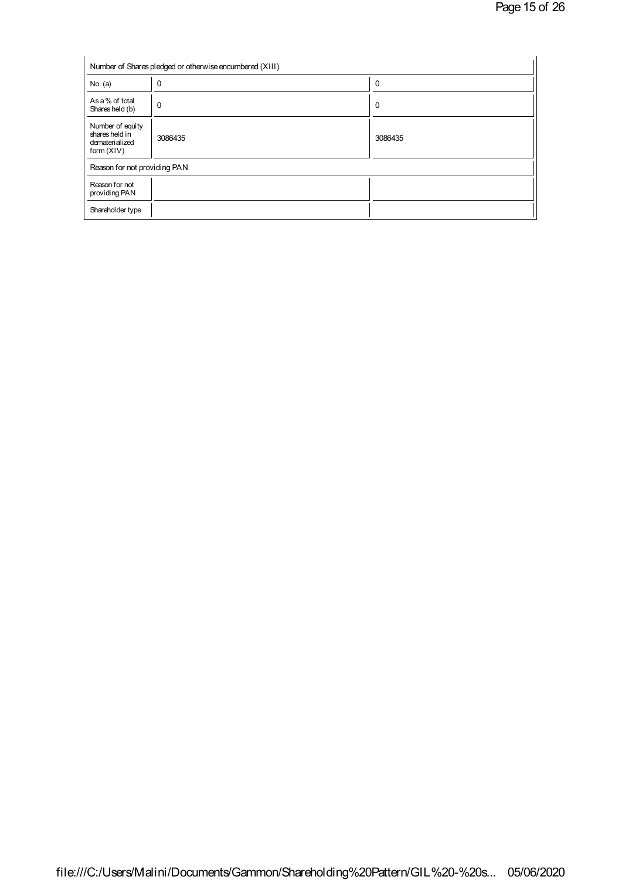| Number of Shares pledged or otherwise encumbered (XIII) | | |
|---|---|---|
| No. (a) | 0 | 0 |
| As a % of total Shares held (b) | 0 | 0 |
| Number of equity shares held in dematerialized form (XIV) | 3086435 | 3086435 |
| Reason for not providing PAN | | |
| Reason for not providing PAN | | |
| Shareholder type | | |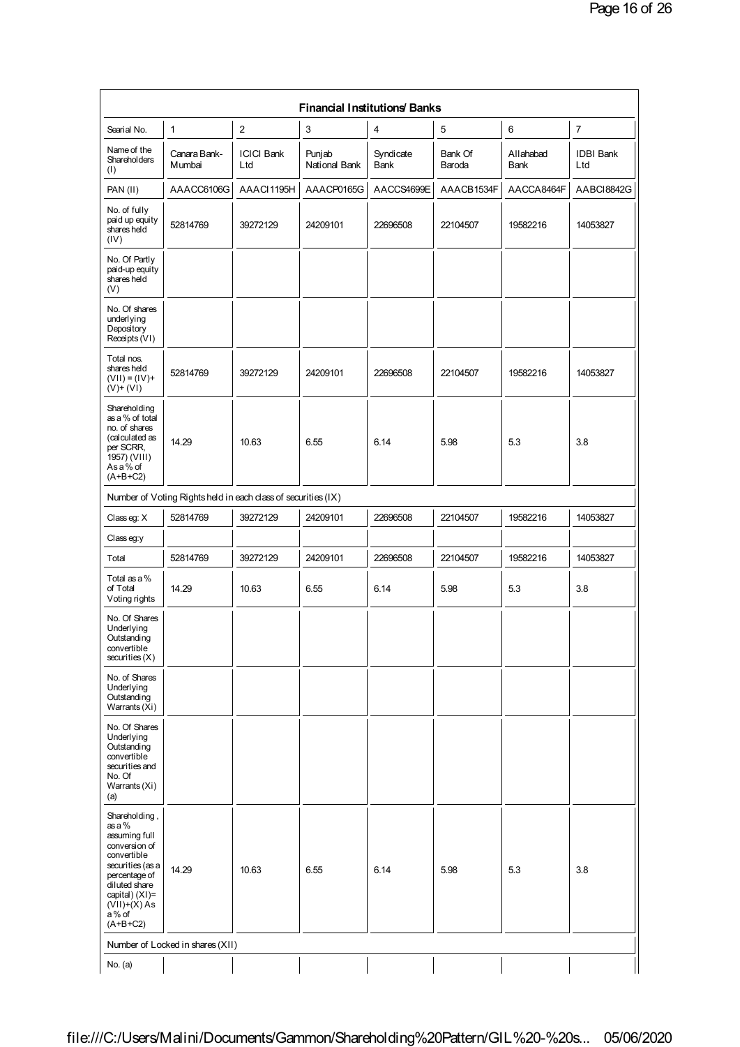| Financial Institutions/ Banks | | | | | | | |
|---|---|---|---|---|---|---|---|
| Searial No. | 1 | 2 | 3 | 4 | 5 | 6 | 7 |
| Name of the Shareholders (I) | Canara Bank- Mumbai | ICICI Bank Ltd | Punjab National Bank | Syndicate Bank | Bank Of Baroda | Allahabad Bank | IDBI Bank Ltd |
| PAN (II) | AAACC6106G | AAACI1195H | AAACP0165G | AACCS4699E | AAACB1534F | AACCA8464F | AABCI8842G |
| No. of fully paid up equity shares held (IV) | 52814769 | 39272129 | 24209101 | 22696508 | 22104507 | 19582216 | 14053827 |
| No. Of Partly paid-up equity shares held (V) | | | | | | | |
| No. Of shares underlying Depository Receipts (VI) | | | | | | | |
| Total nos. shares held (VII) = (IV)+ (V)+ (VI) | 52814769 | 39272129 | 24209101 | 22696508 | 22104507 | 19582216 | 14053827 |
| Shareholding as a % of total no. of shares (calculated as per SCRR, 1957) (VIII) As a % of (A+B+C2) | 14.29 | 10.63 | 6.55 | 6.14 | 5.98 | 5.3 | 3.8 |
| Number of Voting Rights held in each class of securities (IX) | | | | | | | |
| Class eg: X | 52814769 | 39272129 | 24209101 | 22696508 | 22104507 | 19582216 | 14053827 |
| Class eg:y | | | | | | | |
| Total | 52814769 | 39272129 | 24209101 | 22696508 | 22104507 | 19582216 | 14053827 |
| Total as a % of Total Voting rights | 14.29 | 10.63 | 6.55 | 6.14 | 5.98 | 5.3 | 3.8 |
| No. Of Shares Underlying Outstanding convertible securities (X) | | | | | | | |
| No. of Shares Underlying Outstanding Warrants (Xi) | | | | | | | |
| No. Of Shares Underlying Outstanding convertible securities and No. Of Warrants (Xi) (a) | | | | | | | |
| Shareholding , as a % assuming full conversion of convertible securities (as a percentage of diluted share capital) (XI)= (VII)+(X) As a % of (A+B+C2) | 14.29 | 10.63 | 6.55 | 6.14 | 5.98 | 5.3 | 3.8 |
| Number of Locked in shares (XII) | | | | | | | |
| No. (a) | | | | | | | |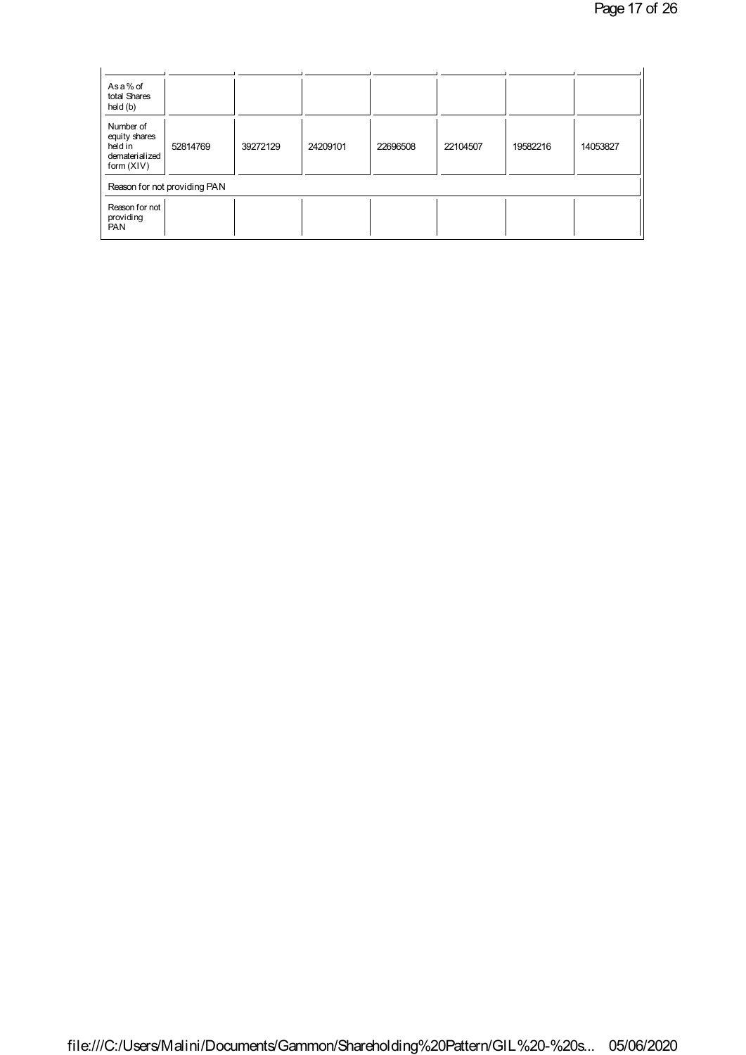| | | | | | | | |
|---|---|---|---|---|---|---|---|
| As a % of total Shares held (b) | | | | | | | |
| Number of equity shares held in dematerialized form (XIV) | 52814769 | 39272129 | 24209101 | 22696508 | 22104507 | 19582216 | 14053827 |
| Reason for not providing PAN | | | | | | | |
| Reason for not providing PAN | | | | | | | |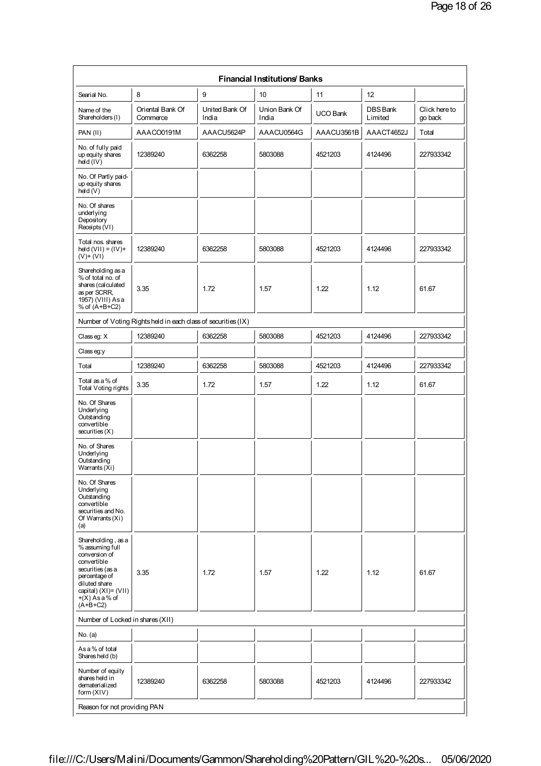| Financial Institutions/ Banks | | | | | | |
|---|---|---|---|---|---|---|
| Searial No. | 8 | 9 | 10 | 11 | 12 | |
| Name of the Shareholders (I) | Oriental Bank Of Commerce | United Bank Of India | Union Bank Of India | UCO Bank | DBS Bank Limited | Click here to go back |
| PAN (II) | AAACO0191M | AAACU5624P | AAACU0564G | AAACU3561B | AAACT4652J | Total |
| No. of fully paid up equity shares held (IV) | 12389240 | 6362258 | 5803088 | 4521203 | 4124496 | 227933342 |
| No. Of Partly paid-up equity shares held (V) | | | | | | |
| No. Of shares underlying Depository Receipts (VI) | | | | | | |
| Total nos. shares held (VII) = (IV)+(V)+ (VI) | 12389240 | 6362258 | 5803088 | 4521203 | 4124496 | 227933342 |
| Shareholding as a % of total no. of shares (calculated as per SCRR, 1957) (VIII) As a % of (A+B+C2) | 3.35 | 1.72 | 1.57 | 1.22 | 1.12 | 61.67 |
| Number of Voting Rights held in each class of securities (IX) | | | | | | |
| Class eg: X | 12389240 | 6362258 | 5803088 | 4521203 | 4124496 | 227933342 |
| Class eg:y | | | | | | |
| Total | 12389240 | 6362258 | 5803088 | 4521203 | 4124496 | 227933342 |
| Total as a % of Total Voting rights | 3.35 | 1.72 | 1.57 | 1.22 | 1.12 | 61.67 |
| No. Of Shares Underlying Outstanding convertible securities (X) | | | | | | |
| No. of Shares Underlying Outstanding Warrants (Xi) | | | | | | |
| No. Of Shares Underlying Outstanding convertible securities and No. Of Warrants (Xi) (a) | | | | | | |
| Shareholding , as a % assuming full conversion of convertible securities (as a percentage of diluted share capital) (XI)= (VII)+(X) As a % of (A+B+C2) | 3.35 | 1.72 | 1.57 | 1.22 | 1.12 | 61.67 |
| Number of Locked in shares (XII) | | | | | | |
| No. (a) | | | | | | |
| As a % of total Shares held (b) | | | | | | |
| Number of equity shares held in dematerialized form (XIV) | 12389240 | 6362258 | 5803088 | 4521203 | 4124496 | 227933342 |
| Reason for not providing PAN | | | | | | |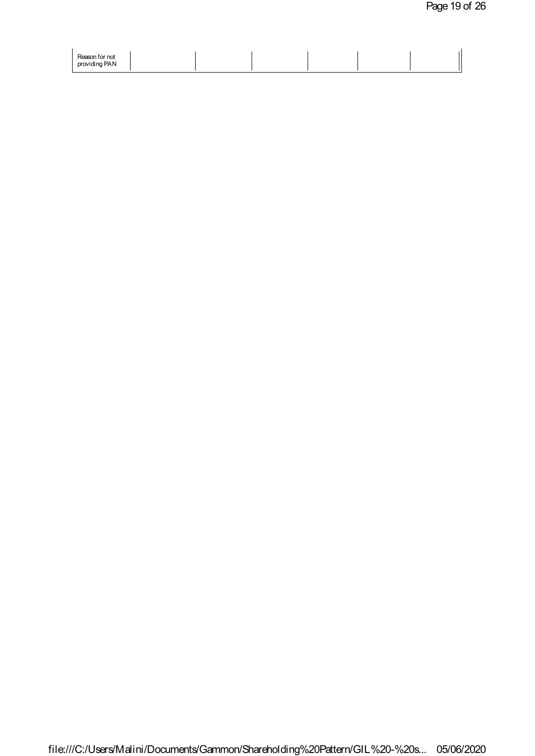| Reason for not providing PAN | | | | | | |
|---|---|---|---|---|---|---|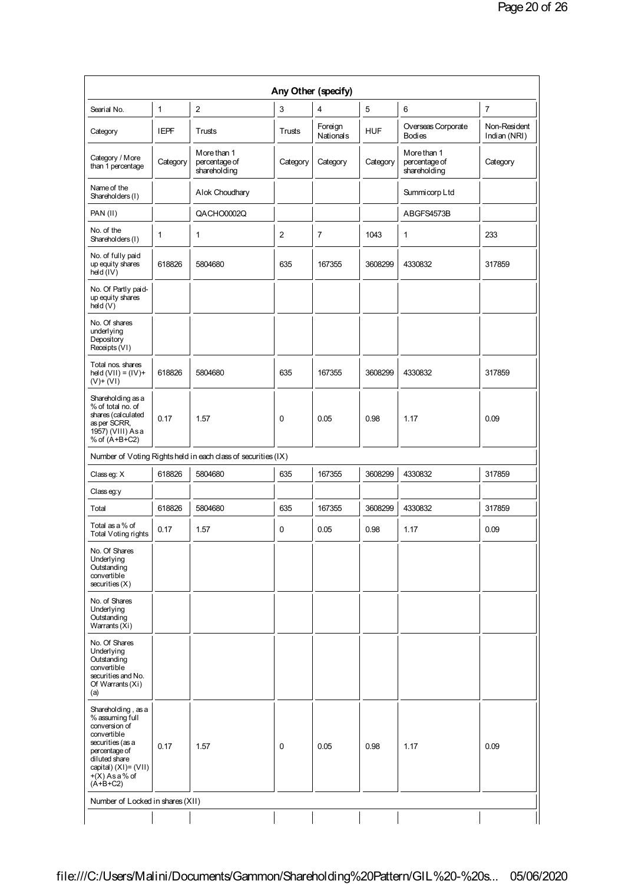| Any Other (specify) | | | | | | | |
|---|---|---|---|---|---|---|---|
| Searial No. | 1 | 2 | 3 | 4 | 5 | 6 | 7 |
| Category | IEPF | Trusts | Trusts | Foreign Nationals | HUF | Overseas Corporate Bodies | Non-Resident Indian (NRI) |
| Category / More than 1 percentage | Category | More than 1 percentage of shareholding | Category | Category | Category | More than 1 percentage of shareholding | Category |
| Name of the Shareholders (I) | | Alok Choudhary | | | | Summicorp Ltd | |
| PAN (II) | | QACHO0002Q | | | | ABGFS4573B | |
| No. of the Shareholders (I) | 1 | 1 | 2 | 7 | 1043 | 1 | 233 |
| No. of fully paid up equity shares held (IV) | 618826 | 5804680 | 635 | 167355 | 3608299 | 4330832 | 317859 |
| No. Of Partly paid-up equity shares held (V) | | | | | | | |
| No. Of shares underlying Depository Receipts (VI) | | | | | | | |
| Total nos. shares held (VII) = (IV)+ (V)+ (VI) | 618826 | 5804680 | 635 | 167355 | 3608299 | 4330832 | 317859 |
| Shareholding as a % of total no. of shares (calculated as per SCRR, 1957) (VIII) As a % of (A+B+C2) | 0.17 | 1.57 | 0 | 0.05 | 0.98 | 1.17 | 0.09 |
| Number of Voting Rights held in each class of securities (IX) | | | | | | | |
| Class eg: X | 618826 | 5804680 | 635 | 167355 | 3608299 | 4330832 | 317859 |
| Class eg:y | | | | | | | |
| Total | 618826 | 5804680 | 635 | 167355 | 3608299 | 4330832 | 317859 |
| Total as a % of Total Voting rights | 0.17 | 1.57 | 0 | 0.05 | 0.98 | 1.17 | 0.09 |
| No. Of Shares Underlying Outstanding convertible securities (X) | | | | | | | |
| No. of Shares Underlying Outstanding Warrants (Xi) | | | | | | | |
| No. Of Shares Underlying Outstanding convertible securities and No. Of Warrants (Xi) (a) | | | | | | | |
| Shareholding , as a % assuming full conversion of convertible securities (as a percentage of diluted share capital) (XI)= (VII)+(X) As a % of (A+B+C2) | 0.17 | 1.57 | 0 | 0.05 | 0.98 | 1.17 | 0.09 |
| Number of Locked in shares (XII) | | | | | | | |
| | | | | | | | |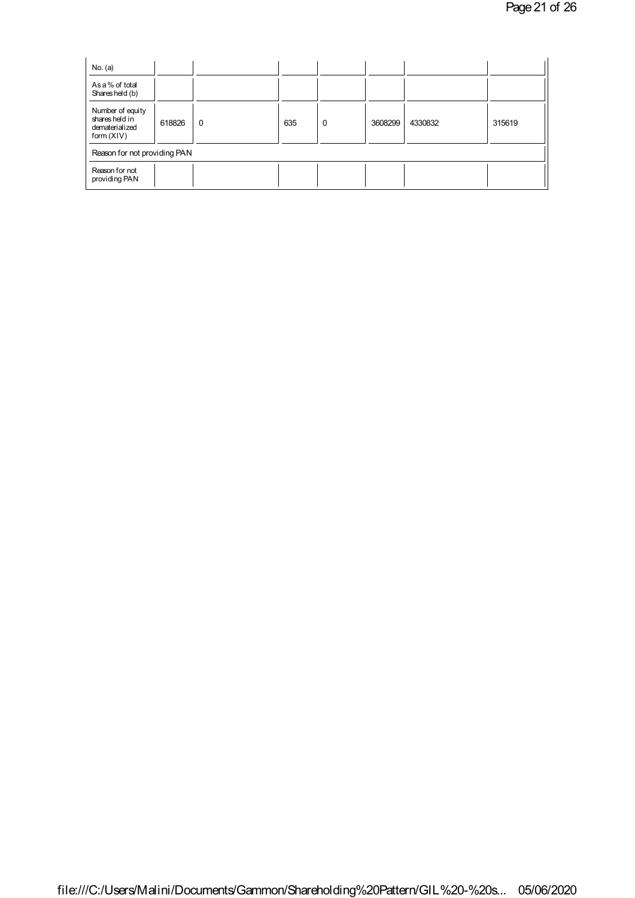| | | | | | | | |
|---|---|---|---|---|---|---|---|
| No. (a) | | | | | | | |
| As a % of total Shares held (b) | | | | | | | |
| Number of equity shares held in dematerialized form (XIV) | 618826 | 0 | 635 | 0 | 3608299 | 4330832 | 315619 |
| Reason for not providing PAN | | | | | | | |
| Reason for not providing PAN | | | | | | | |

file:///C:/Users/Malini/Documents/Gammon/Shareholding%20Pattern/GIL%20-%20s... 05/06/2020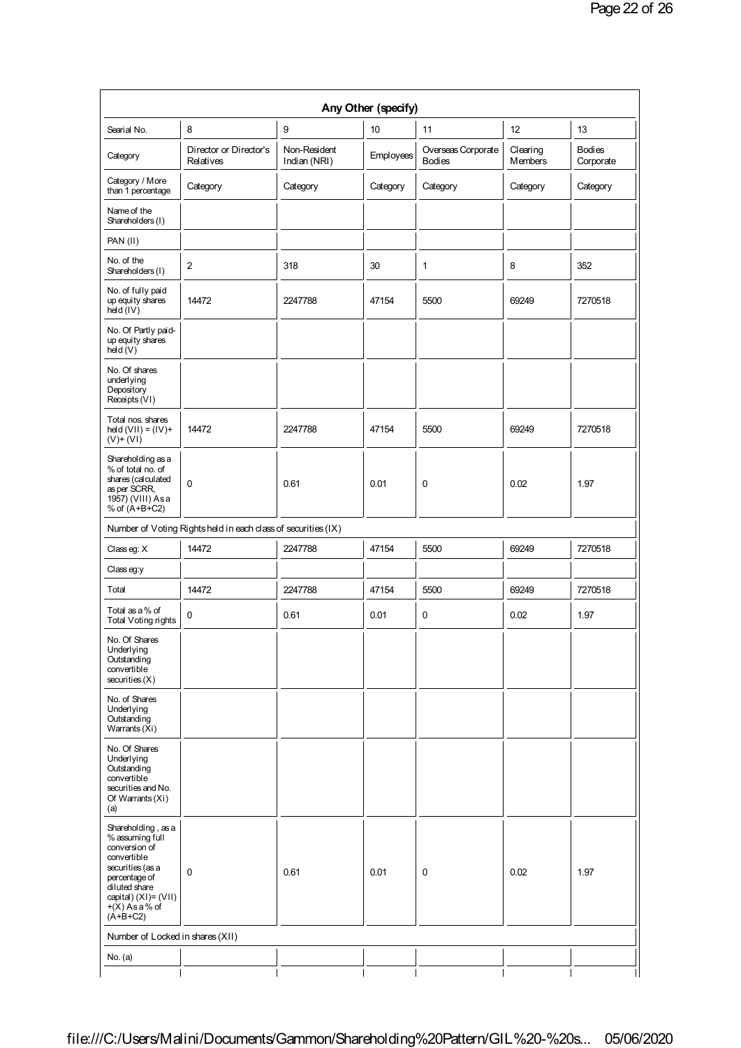| Any Other (specify) | | | | | | |
|---|---|---|---|---|---|---|
| Searial No. | 8 | 9 | 10 | 11 | 12 | 13 |
| Category | Director or Director's Relatives | Non-Resident Indian (NRI) | Employees | Overseas Corporate Bodies | Clearing Members | Bodies Corporate |
| Category / More than 1 percentage | Category | Category | Category | Category | Category | Category |
| Name of the Shareholders (I) | | | | | | |
| PAN (II) | | | | | | |
| No. of the Shareholders (I) | 2 | 318 | 30 | 1 | 8 | 352 |
| No. of fully paid up equity shares held (IV) | 14472 | 2247788 | 47154 | 5500 | 69249 | 7270518 |
| No. Of Partly paid-up equity shares held (V) | | | | | | |
| No. Of shares underlying Depository Receipts (VI) | | | | | | |
| Total nos. shares held (VII) = (IV)+ (V)+ (VI) | 14472 | 2247788 | 47154 | 5500 | 69249 | 7270518 |
| Shareholding as a % of total no. of shares (calculated as per SCRR, 1957) (VIII) As a % of (A+B+C2) | 0 | 0.61 | 0.01 | 0 | 0.02 | 1.97 |
| Number of Voting Rights held in each class of securities (IX) | | | | | | |
| Class eg: X | 14472 | 2247788 | 47154 | 5500 | 69249 | 7270518 |
| Class eg:y | | | | | | |
| Total | 14472 | 2247788 | 47154 | 5500 | 69249 | 7270518 |
| Total as a % of Total Voting rights | 0 | 0.61 | 0.01 | 0 | 0.02 | 1.97 |
| No. Of Shares Underlying Outstanding convertible securities (X) | | | | | | |
| No. of Shares Underlying Outstanding Warrants (Xi) | | | | | | |
| No. Of Shares Underlying Outstanding convertible securities and No. Of Warrants (Xi) (a) | | | | | | |
| Shareholding , as a % assuming full conversion of convertible securities (as a percentage of diluted share capital) (XI)= (VII)+(X) As a % of (A+B+C2) | 0 | 0.61 | 0.01 | 0 | 0.02 | 1.97 |
| Number of Locked in shares (XII) | | | | | | |
| No. (a) | | | | | | |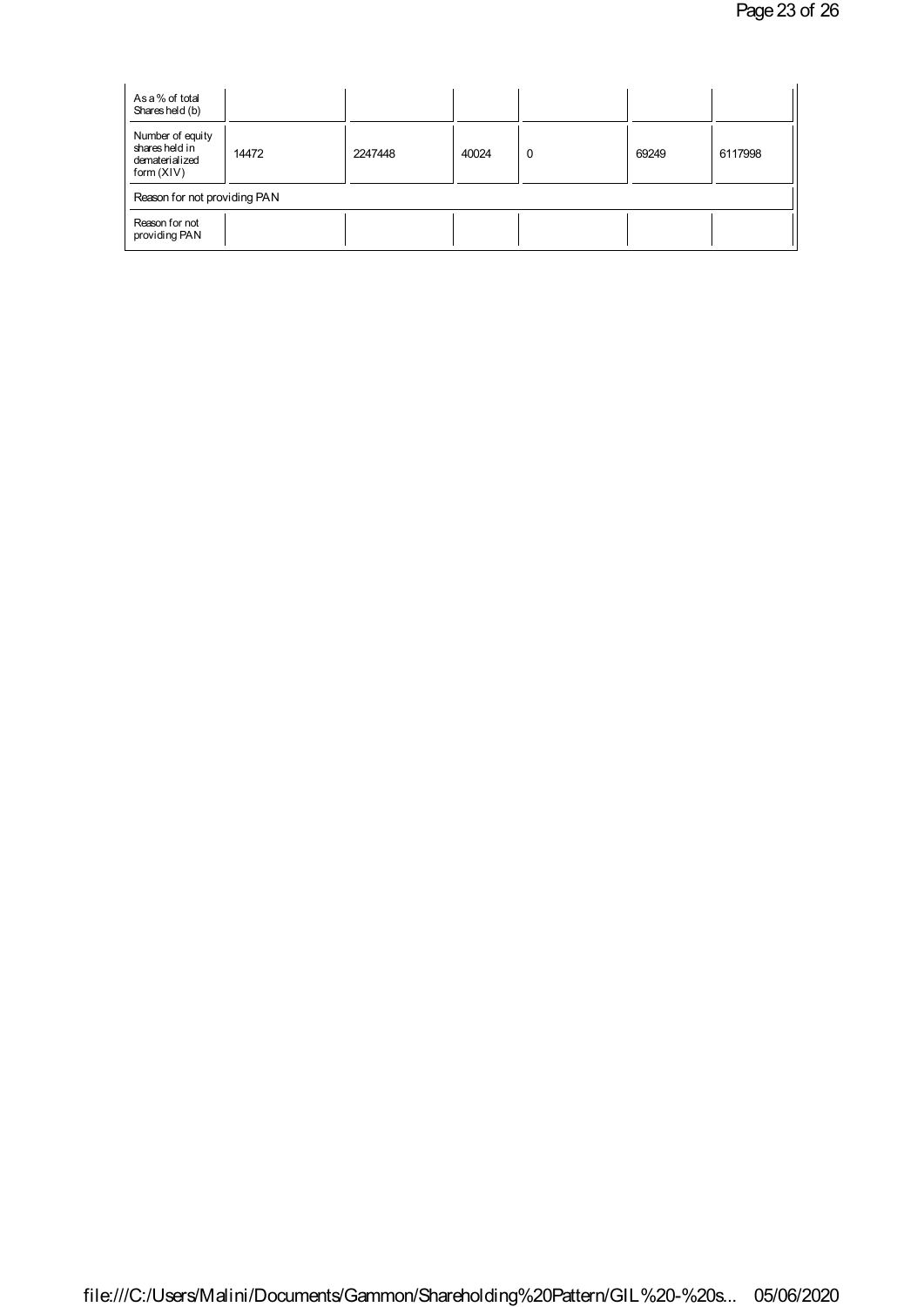| As a % of total Shares held (b) | | | | | | |
|---|---|---|---|---|---|---|
| Number of equity shares held in dematerialized form (XIV) | 14472 | 2247448 | 40024 | 0 | 69249 | 6117998 |
| Reason for not providing PAN | | | | | | |
| Reason for not providing PAN | | | | | | |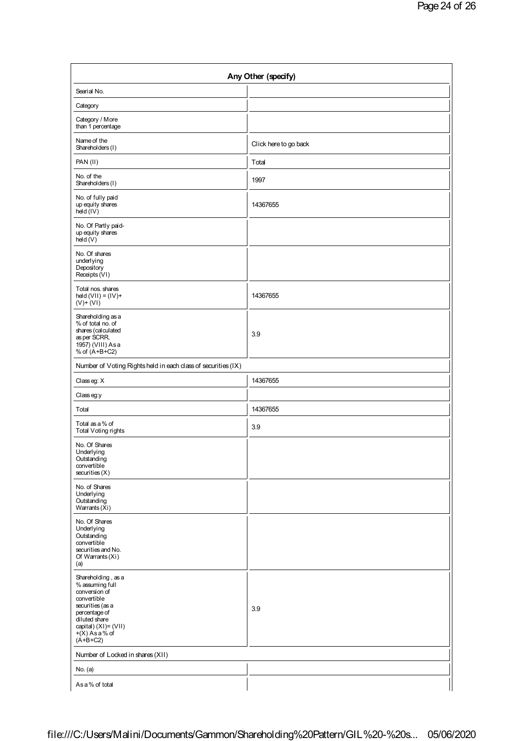| Any Other (specify) | |
|---|---|
| Searial No. | |
| Category | |
| Category / More than 1 percentage | |
| Name of the Shareholders (I) | Click here to go back |
| PAN (II) | Total |
| No. of the Shareholders (I) | 1997 |
| No. of fully paid up equity shares held (IV) | 14367655 |
| No. Of Partly paid-up equity shares held (V) | |
| No. Of shares underlying Depository Receipts (VI) | |
| Total nos. shares held (VII) = (IV)+ (V)+ (VI) | 14367655 |
| Shareholding as a % of total no. of shares (calculated as per SCRR, 1957) (VIII) As a % of (A+B+C2) | 3.9 |
| Number of Voting Rights held in each class of securities (IX) | |
| Class eg: X | 14367655 |
| Class eg:y | |
| Total | 14367655 |
| Total as a % of Total Voting rights | 3.9 |
| No. Of Shares Underlying Outstanding convertible securities (X) | |
| No. of Shares Underlying Outstanding Warrants (Xi) | |
| No. Of Shares Underlying Outstanding convertible securities and No. Of Warrants (Xi) (a) | |
| Shareholding , as a % assuming full conversion of convertible securities (as a percentage of diluted share capital) (XI)= (VII) +(X) As a % of (A+B+C2) | 3.9 |
| Number of Locked in shares (XII) | |
| No. (a) | |
| As a % of total | |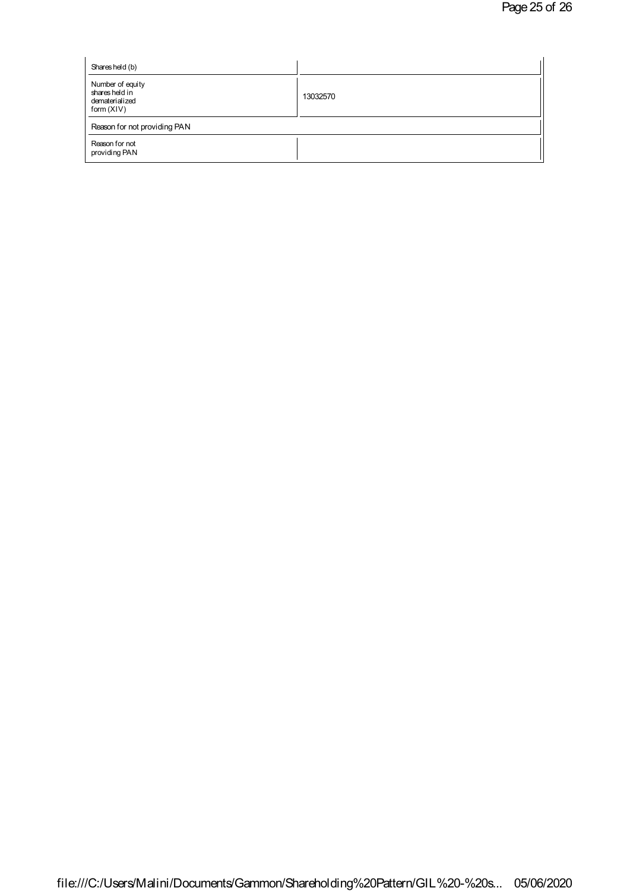| Shares held (b) | |
|---|---|
| Number of equity shares held in dematerialized form (XIV) | 13032570 |
| Reason for not providing PAN | |
| Reason for not providing PAN | |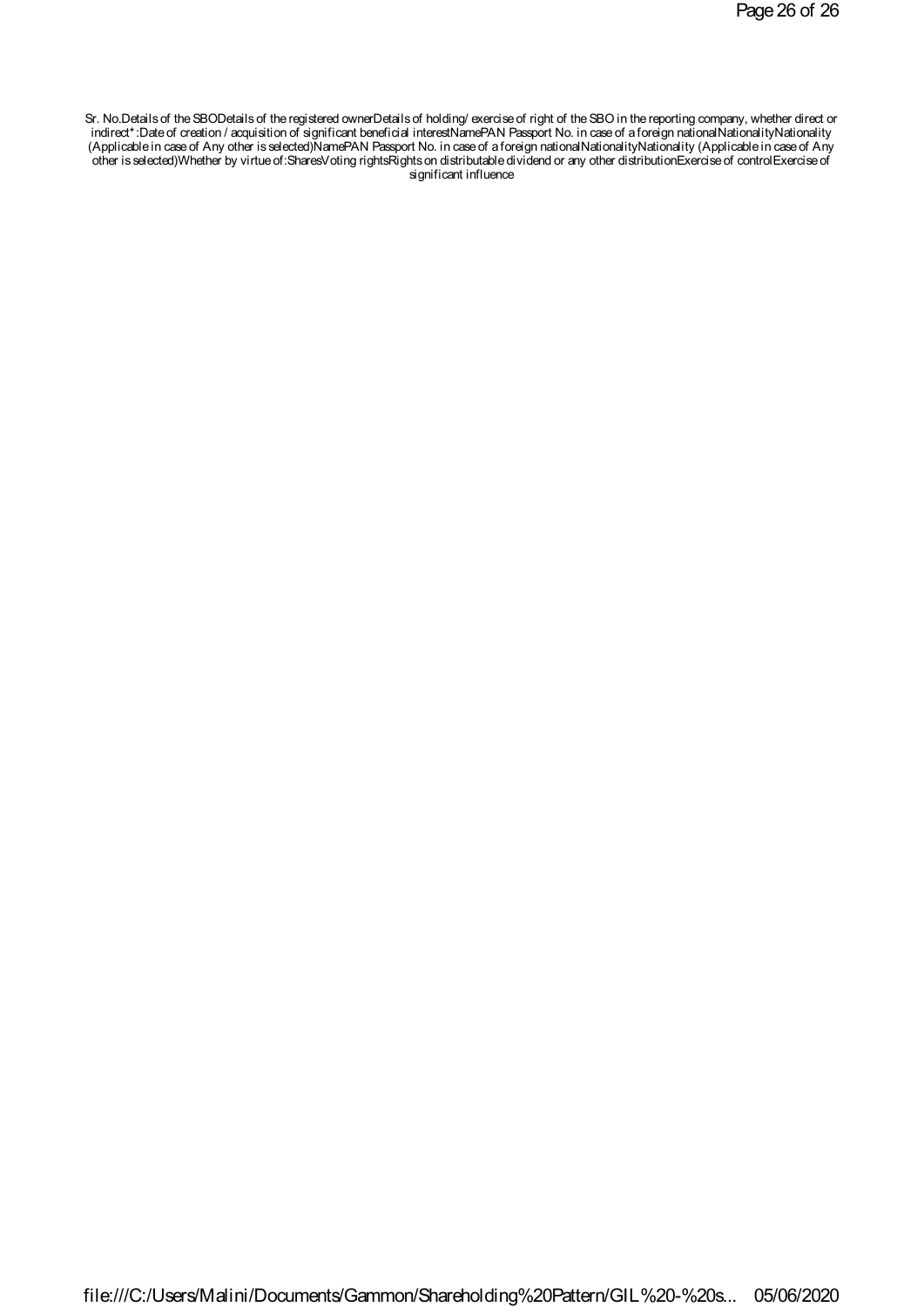| Sr. No. | Details of the SBO | | | | | Details of the registered owner | | | | | Details of holding/ exercise of right of the SBO in the reporting company, whether direct or indirect*: | | | | | Date of creation / acquisition of significant beneficial interest |
|---|---|---|---|---|---|---|---|---|---|---|---|---|---|---|---|---|
| | Name | PAN | Passport No. in case of a foreign national | Nationality | Nationality (Applicable in case of Any other is selected) | Name | PAN | Passport No. in case of a foreign national | Nationality | Nationality (Applicable in case of Any other is selected) | Whether by virtue of: | | | | | |
| | | | | | | | | | | | Shares | Voting rights | Rights on distributable dividend or any other distribution | Exercise of control | Exercise of significant influence | |